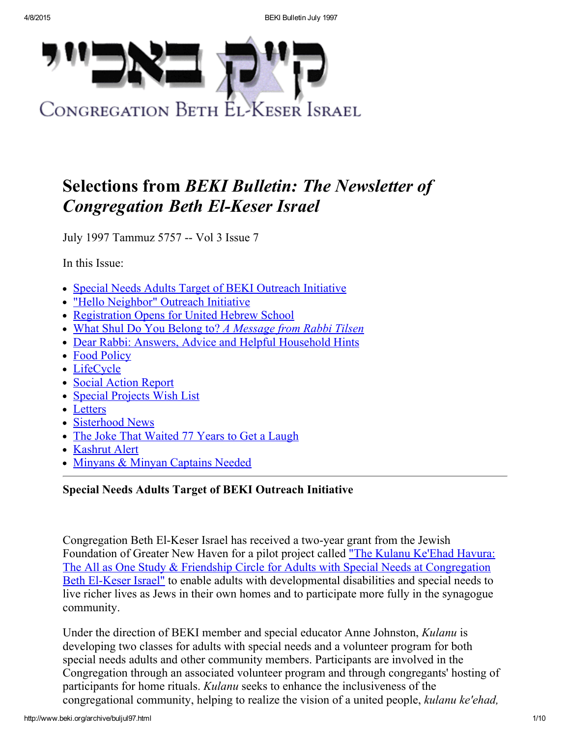קי"ק באכ"י

CONGREGATION BETH EL-KESER ISRAEL

# Selections from *BEKI Bulletin: The Newsletter of Congregation Beth El-Keser Israel*

July 1997 Tammuz 5757 -- Vol 3 Issue 7

In this Issue:

- Special Needs Adults Target of BEKI Outreach Initiative
- "Hello Neighbor" Outreach Initiative
- Registration Opens for United Hebrew School
- What Shul Do You Belong to? *A Message from Rabbi Tilsen*
- Dear Rabbi: Answers, Advice and Helpful Household Hints
- Food Policy
- LifeCycle
- Social Action Report
- Special Projects Wish List
- Letters
- Sisterhood News
- The Joke That Waited 77 Years to Get a Laugh
- Kashrut Alert
- Minyans & Minyan Captains Needed

---

### Special Needs Adults Target of BEKI Outreach Initiative

Congregation Beth El-Keser Israel has received a two-year grant from the Jewish Foundation of Greater New Haven for a pilot project called "The Kulanu Ke'Ehad Havura: The All as One Study & Friendship Circle for Adults with Special Needs at Congregation Beth El-Keser Israel" to enable adults with developmental disabilities and special needs to live richer lives as Jews in their own homes and to participate more fully in the synagogue community.

Under the direction of BEKI member and special educator Anne Johnston, *Kulanu* is developing two classes for adults with special needs and a volunteer program for both special needs adults and other community members. Participants are involved in the Congregation through an associated volunteer program and through congregants' hosting of participants for home rituals. *Kulanu* seeks to enhance the inclusiveness of the congregational community, helping to realize the vision of a united people, *kulanu ke'ehad,*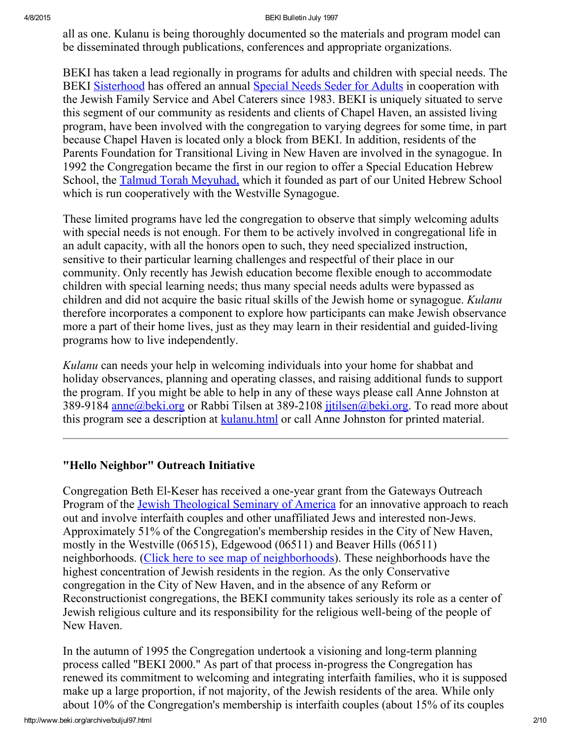all as one. Kulanu is being thoroughly documented so the materials and program model can be disseminated through publications, conferences and appropriate organizations.

BEKI has taken a lead regionally in programs for adults and children with special needs. The BEKI Sisterhood has offered an annual Special Needs Seder for Adults in cooperation with the Jewish Family Service and Abel Caterers since 1983. BEKI is uniquely situated to serve this segment of our community as residents and clients of Chapel Haven, an assisted living program, have been involved with the congregation to varying degrees for some time, in part because Chapel Haven is located only a block from BEKI. In addition, residents of the Parents Foundation for Transitional Living in New Haven are involved in the synagogue. In 1992 the Congregation became the first in our region to offer a Special Education Hebrew School, the Talmud Torah Meyuhad, which it founded as part of our United Hebrew School which is run cooperatively with the Westville Synagogue.

These limited programs have led the congregation to observe that simply welcoming adults with special needs is not enough. For them to be actively involved in congregational life in an adult capacity, with all the honors open to such, they need specialized instruction, sensitive to their particular learning challenges and respectful of their place in our community. Only recently has Jewish education become flexible enough to accommodate children with special learning needs; thus many special needs adults were bypassed as children and did not acquire the basic ritual skills of the Jewish home or synagogue. *Kulanu* therefore incorporates a component to explore how participants can make Jewish observance more a part of their home lives, just as they may learn in their residential and guided-living programs how to live independently.

*Kulanu* can needs your help in welcoming individuals into your home for shabbat and holiday observances, planning and operating classes, and raising additional funds to support the program. If you might be able to help in any of these ways please call Anne Johnston at 389-9184 anne@beki.org or Rabbi Tilsen at 389-2108 jjtilsen@beki.org. To read more about this program see a description at kulanu.html or call Anne Johnston for printed material.

---

### "Hello Neighbor" Outreach Initiative

Congregation Beth El-Keser has received a one-year grant from the Gateways Outreach Program of the Jewish Theological Seminary of America for an innovative approach to reach out and involve interfaith couples and other unaffiliated Jews and interested non-Jews. Approximately 51% of the Congregation's membership resides in the City of New Haven, mostly in the Westville (06515), Edgewood (06511) and Beaver Hills (06511) neighborhoods. (Click here to see map of neighborhoods). These neighborhoods have the highest concentration of Jewish residents in the region. As the only Conservative congregation in the City of New Haven, and in the absence of any Reform or Reconstructionist congregations, the BEKI community takes seriously its role as a center of Jewish religious culture and its responsibility for the religious well-being of the people of New Haven.

In the autumn of 1995 the Congregation undertook a visioning and long-term planning process called "BEKI 2000." As part of that process in-progress the Congregation has renewed its commitment to welcoming and integrating interfaith families, who it is supposed make up a large proportion, if not majority, of the Jewish residents of the area. While only about 10% of the Congregation's membership is interfaith couples (about 15% of its couples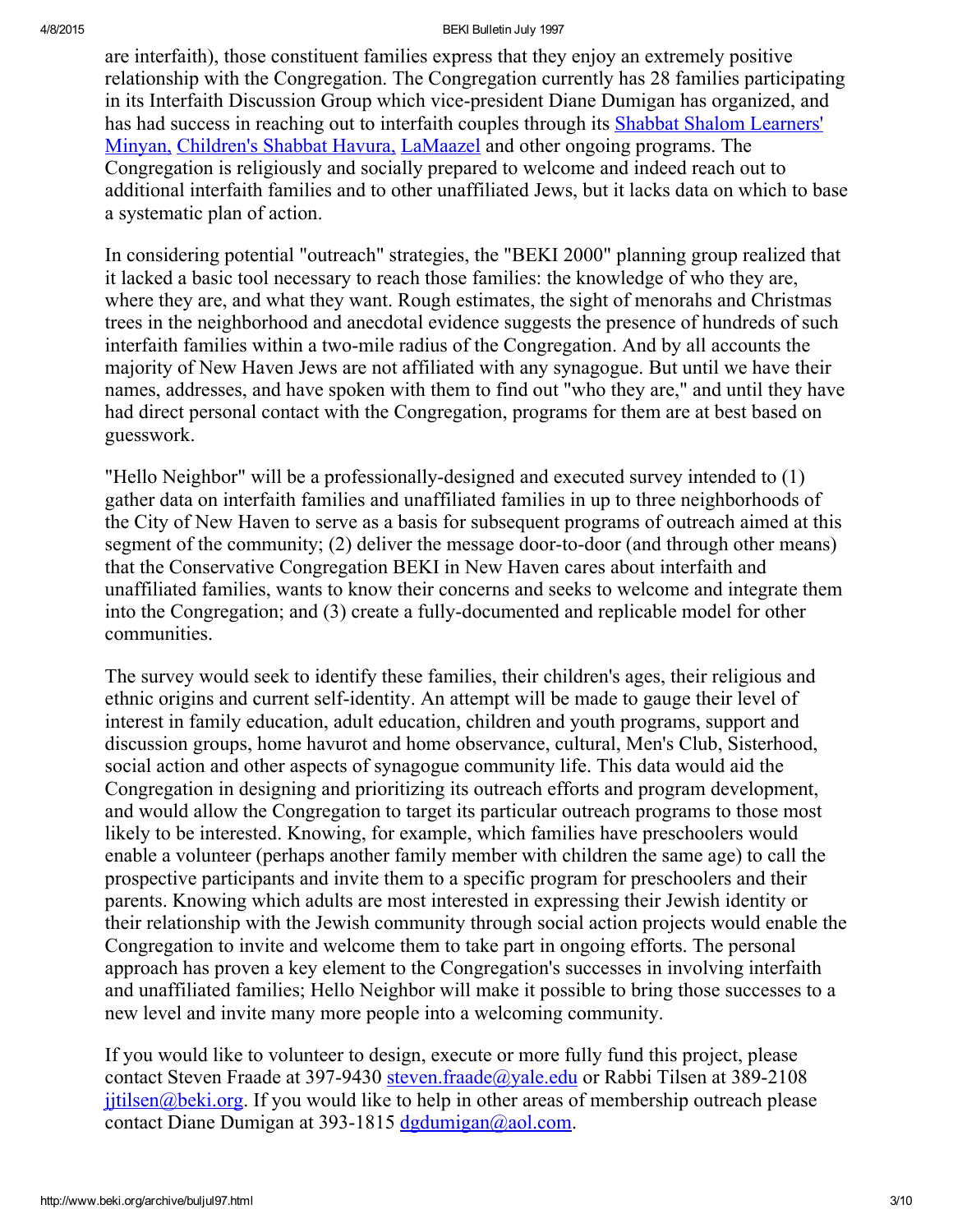are interfaith), those constituent families express that they enjoy an extremely positive relationship with the Congregation. The Congregation currently has 28 families participating in its Interfaith Discussion Group which vice-president Diane Dumigan has organized, and has had success in reaching out to interfaith couples through its Shabbat Shalom Learners' Minyan, Children's Shabbat Havura, LaMaazel and other ongoing programs. The Congregation is religiously and socially prepared to welcome and indeed reach out to additional interfaith families and to other unaffiliated Jews, but it lacks data on which to base a systematic plan of action.

In considering potential "outreach" strategies, the "BEKI 2000" planning group realized that it lacked a basic tool necessary to reach those families: the knowledge of who they are, where they are, and what they want. Rough estimates, the sight of menorahs and Christmas trees in the neighborhood and anecdotal evidence suggests the presence of hundreds of such interfaith families within a two-mile radius of the Congregation. And by all accounts the majority of New Haven Jews are not affiliated with any synagogue. But until we have their names, addresses, and have spoken with them to find out "who they are," and until they have had direct personal contact with the Congregation, programs for them are at best based on guesswork.

"Hello Neighbor" will be a professionally-designed and executed survey intended to (1) gather data on interfaith families and unaffiliated families in up to three neighborhoods of the City of New Haven to serve as a basis for subsequent programs of outreach aimed at this segment of the community; (2) deliver the message door-to-door (and through other means) that the Conservative Congregation BEKI in New Haven cares about interfaith and unaffiliated families, wants to know their concerns and seeks to welcome and integrate them into the Congregation; and (3) create a fully-documented and replicable model for other communities.

The survey would seek to identify these families, their children's ages, their religious and ethnic origins and current self-identity. An attempt will be made to gauge their level of interest in family education, adult education, children and youth programs, support and discussion groups, home havurot and home observance, cultural, Men's Club, Sisterhood, social action and other aspects of synagogue community life. This data would aid the Congregation in designing and prioritizing its outreach efforts and program development, and would allow the Congregation to target its particular outreach programs to those most likely to be interested. Knowing, for example, which families have preschoolers would enable a volunteer (perhaps another family member with children the same age) to call the prospective participants and invite them to a specific program for preschoolers and their parents. Knowing which adults are most interested in expressing their Jewish identity or their relationship with the Jewish community through social action projects would enable the Congregation to invite and welcome them to take part in ongoing efforts. The personal approach has proven a key element to the Congregation's successes in involving interfaith and unaffiliated families; Hello Neighbor will make it possible to bring those successes to a new level and invite many more people into a welcoming community.

If you would like to volunteer to design, execute or more fully fund this project, please contact Steven Fraade at 397-9430 steven.fraade@yale.edu or Rabbi Tilsen at 389-2108 jjtilsen@beki.org. If you would like to help in other areas of membership outreach please contact Diane Dumigan at 393-1815 dgdumigan@aol.com.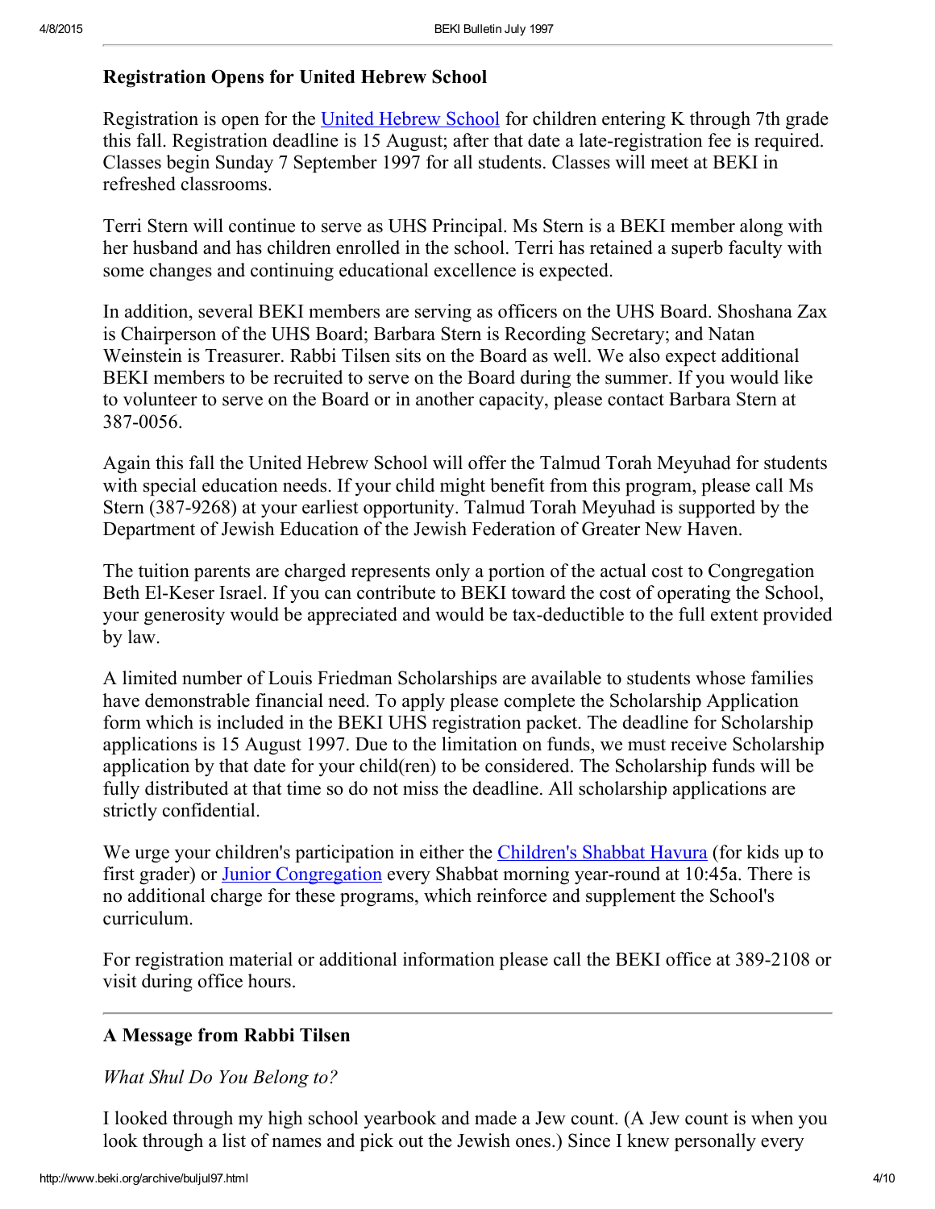### Registration Opens for United Hebrew School

Registration is open for the United Hebrew School for children entering K through 7th grade this fall. Registration deadline is 15 August; after that date a late-registration fee is required. Classes begin Sunday 7 September 1997 for all students. Classes will meet at BEKI in refreshed classrooms.

Terri Stern will continue to serve as UHS Principal. Ms Stern is a BEKI member along with her husband and has children enrolled in the school. Terri has retained a superb faculty with some changes and continuing educational excellence is expected.

In addition, several BEKI members are serving as officers on the UHS Board. Shoshana Zax is Chairperson of the UHS Board; Barbara Stern is Recording Secretary; and Natan Weinstein is Treasurer. Rabbi Tilsen sits on the Board as well. We also expect additional BEKI members to be recruited to serve on the Board during the summer. If you would like to volunteer to serve on the Board or in another capacity, please contact Barbara Stern at 387-0056.

Again this fall the United Hebrew School will offer the Talmud Torah Meyuhad for students with special education needs. If your child might benefit from this program, please call Ms Stern (387-9268) at your earliest opportunity. Talmud Torah Meyuhad is supported by the Department of Jewish Education of the Jewish Federation of Greater New Haven.

The tuition parents are charged represents only a portion of the actual cost to Congregation Beth El-Keser Israel. If you can contribute to BEKI toward the cost of operating the School, your generosity would be appreciated and would be tax-deductible to the full extent provided by law.

A limited number of Louis Friedman Scholarships are available to students whose families have demonstrable financial need. To apply please complete the Scholarship Application form which is included in the BEKI UHS registration packet. The deadline for Scholarship applications is 15 August 1997. Due to the limitation on funds, we must receive Scholarship application by that date for your child(ren) to be considered. The Scholarship funds will be fully distributed at that time so do not miss the deadline. All scholarship applications are strictly confidential.

We urge your children's participation in either the Children's Shabbat Havura (for kids up to first grader) or Junior Congregation every Shabbat morning year-round at 10:45a. There is no additional charge for these programs, which reinforce and supplement the School's curriculum.

For registration material or additional information please call the BEKI office at 389-2108 or visit during office hours.

---

### A Message from Rabbi Tilsen

*What Shul Do You Belong to?*

I looked through my high school yearbook and made a Jew count. (A Jew count is when you look through a list of names and pick out the Jewish ones.) Since I knew personally every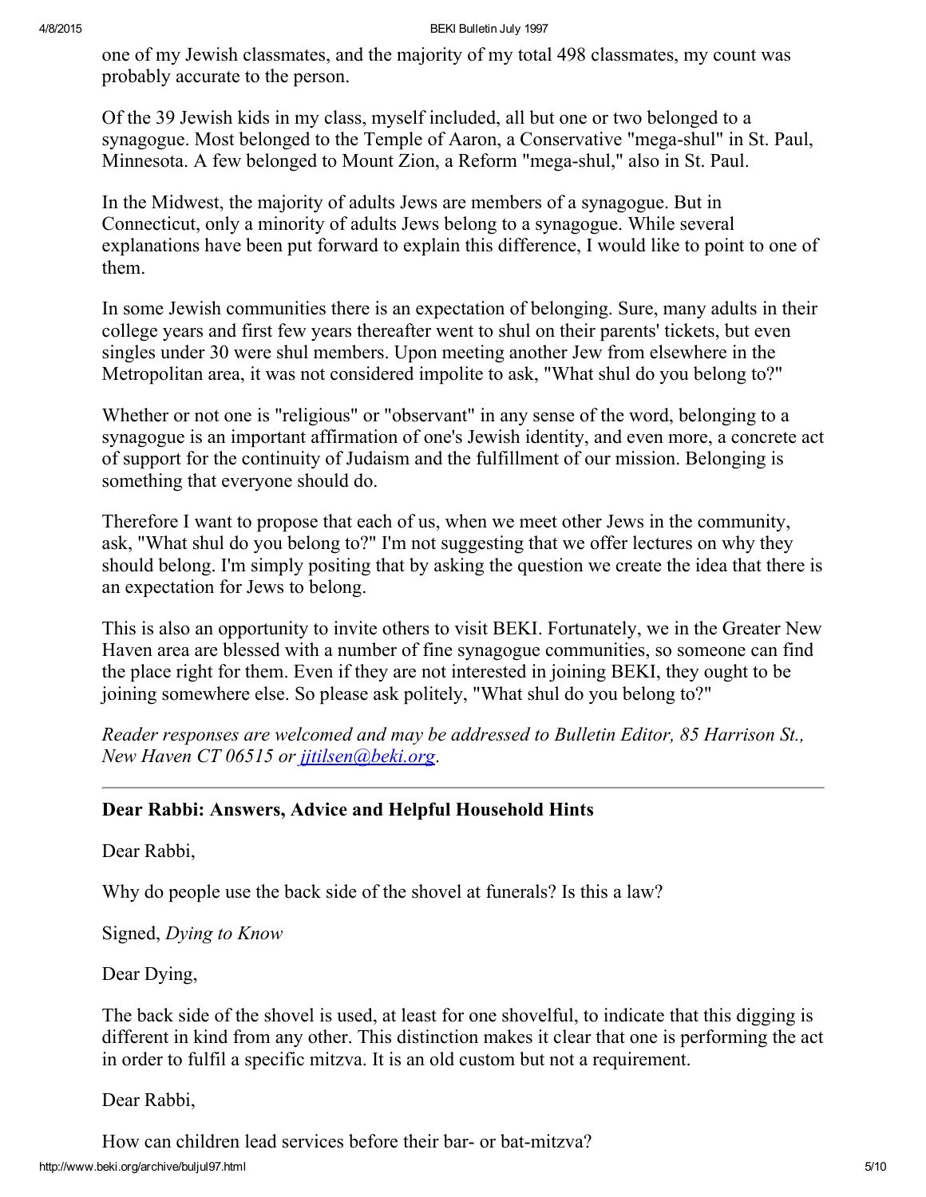one of my Jewish classmates, and the majority of my total 498 classmates, my count was probably accurate to the person.

Of the 39 Jewish kids in my class, myself included, all but one or two belonged to a synagogue. Most belonged to the Temple of Aaron, a Conservative "mega-shul" in St. Paul, Minnesota. A few belonged to Mount Zion, a Reform "mega-shul," also in St. Paul.

In the Midwest, the majority of adults Jews are members of a synagogue. But in Connecticut, only a minority of adults Jews belong to a synagogue. While several explanations have been put forward to explain this difference, I would like to point to one of them.

In some Jewish communities there is an expectation of belonging. Sure, many adults in their college years and first few years thereafter went to shul on their parents' tickets, but even singles under 30 were shul members. Upon meeting another Jew from elsewhere in the Metropolitan area, it was not considered impolite to ask, "What shul do you belong to?"

Whether or not one is "religious" or "observant" in any sense of the word, belonging to a synagogue is an important affirmation of one's Jewish identity, and even more, a concrete act of support for the continuity of Judaism and the fulfillment of our mission. Belonging is something that everyone should do.

Therefore I want to propose that each of us, when we meet other Jews in the community, ask, "What shul do you belong to?" I'm not suggesting that we offer lectures on why they should belong. I'm simply positing that by asking the question we create the idea that there is an expectation for Jews to belong.

This is also an opportunity to invite others to visit BEKI. Fortunately, we in the Greater New Haven area are blessed with a number of fine synagogue communities, so someone can find the place right for them. Even if they are not interested in joining BEKI, they ought to be joining somewhere else. So please ask politely, "What shul do you belong to?"

*Reader responses are welcomed and may be addressed to Bulletin Editor, 85 Harrison St., New Haven CT 06515 or [jjtilsen@beki.org](mailto:jjtilsen@beki.org).*

---

### Dear Rabbi: Answers, Advice and Helpful Household Hints

Dear Rabbi,

Why do people use the back side of the shovel at funerals? Is this a law?

Signed, *Dying to Know*

Dear Dying,

The back side of the shovel is used, at least for one shovelful, to indicate that this digging is different in kind from any other. This distinction makes it clear that one is performing the act in order to fulfil a specific mitzva. It is an old custom but not a requirement.

Dear Rabbi,

How can children lead services before their bar- or bat-mitzva?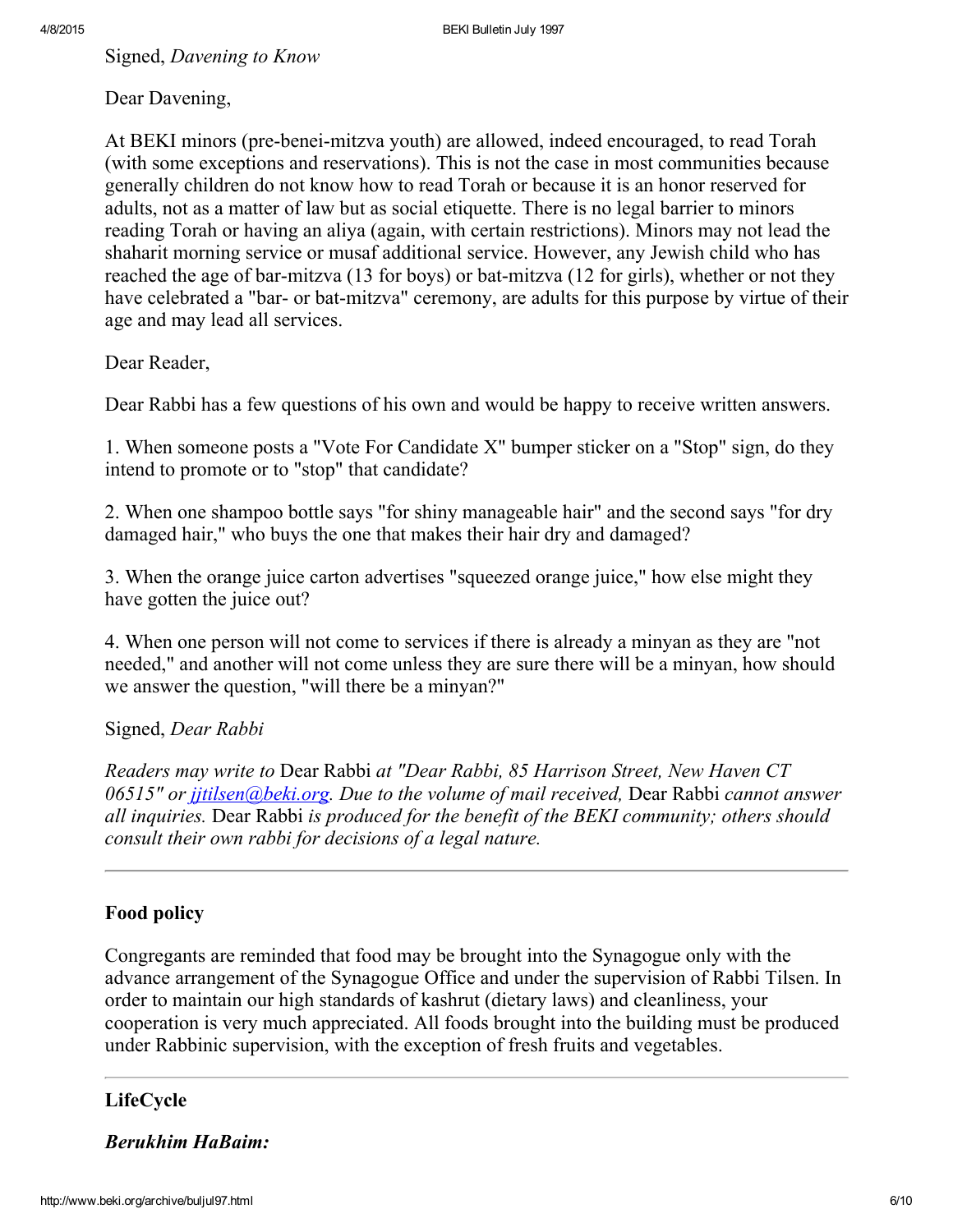Signed, *Davening to Know*

Dear Davening,

At BEKI minors (pre-benei-mitzva youth) are allowed, indeed encouraged, to read Torah (with some exceptions and reservations). This is not the case in most communities because generally children do not know how to read Torah or because it is an honor reserved for adults, not as a matter of law but as social etiquette. There is no legal barrier to minors reading Torah or having an aliya (again, with certain restrictions). Minors may not lead the shaharit morning service or musaf additional service. However, any Jewish child who has reached the age of bar-mitzva (13 for boys) or bat-mitzva (12 for girls), whether or not they have celebrated a "bar- or bat-mitzva" ceremony, are adults for this purpose by virtue of their age and may lead all services.

Dear Reader,

Dear Rabbi has a few questions of his own and would be happy to receive written answers.

1. When someone posts a "Vote For Candidate X" bumper sticker on a "Stop" sign, do they intend to promote or to "stop" that candidate?

2. When one shampoo bottle says "for shiny manageable hair" and the second says "for dry damaged hair," who buys the one that makes their hair dry and damaged?

3. When the orange juice carton advertises "squeezed orange juice," how else might they have gotten the juice out?

4. When one person will not come to services if there is already a minyan as they are "not needed," and another will not come unless they are sure there will be a minyan, how should we answer the question, "will there be a minyan?"

Signed, *Dear Rabbi*

*Readers may write to* Dear Rabbi *at "Dear Rabbi, 85 Harrison Street, New Haven CT 06515" or [jjtilsen@beki.org](mailto:jjtilsen@beki.org). Due to the volume of mail received,* Dear Rabbi *cannot answer all inquiries.* Dear Rabbi *is produced for the benefit of the BEKI community; others should consult their own rabbi for decisions of a legal nature.*

---

## Food policy

Congregants are reminded that food may be brought into the Synagogue only with the advance arrangement of the Synagogue Office and under the supervision of Rabbi Tilsen. In order to maintain our high standards of kashrut (dietary laws) and cleanliness, your cooperation is very much appreciated. All foods brought into the building must be produced under Rabbinic supervision, with the exception of fresh fruits and vegetables.

---

## LifeCycle

### *Berukhim HaBaim:*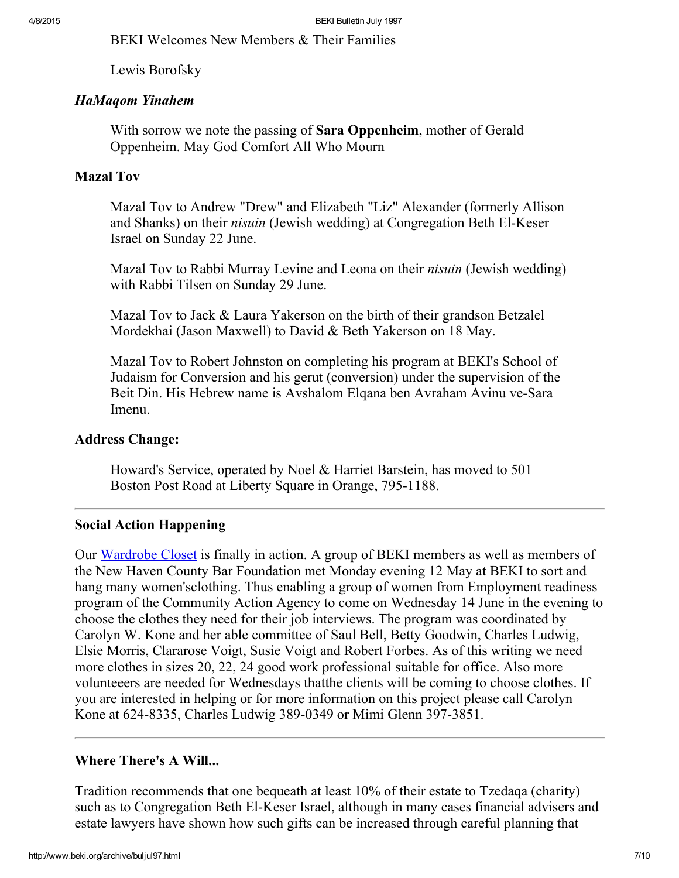BEKI Welcomes New Members & Their Families

Lewis Borofsky

### *HaMaqom Yinahem*

With sorrow we note the passing of **Sara Oppenheim**, mother of Gerald Oppenheim. May God Comfort All Who Mourn

### Mazal Tov

Mazal Tov to Andrew "Drew" and Elizabeth "Liz" Alexander (formerly Allison and Shanks) on their *nisuin* (Jewish wedding) at Congregation Beth El-Keser Israel on Sunday 22 June.

Mazal Tov to Rabbi Murray Levine and Leona on their *nisuin* (Jewish wedding) with Rabbi Tilsen on Sunday 29 June.

Mazal Tov to Jack & Laura Yakerson on the birth of their grandson Betzalel Mordekhai (Jason Maxwell) to David & Beth Yakerson on 18 May.

Mazal Tov to Robert Johnston on completing his program at BEKI's School of Judaism for Conversion and his gerut (conversion) under the supervision of the Beit Din. His Hebrew name is Avshalom Elqana ben Avraham Avinu ve-Sara Imenu.

### Address Change:

Howard's Service, operated by Noel & Harriet Barstein, has moved to 501 Boston Post Road at Liberty Square in Orange, 795-1188.

---

### Social Action Happening

Our Wardrobe Closet is finally in action. A group of BEKI members as well as members of the New Haven County Bar Foundation met Monday evening 12 May at BEKI to sort and hang many women'sclothing. Thus enabling a group of women from Employment readiness program of the Community Action Agency to come on Wednesday 14 June in the evening to choose the clothes they need for their job interviews. The program was coordinated by Carolyn W. Kone and her able committee of Saul Bell, Betty Goodwin, Charles Ludwig, Elsie Morris, Clararose Voigt, Susie Voigt and Robert Forbes. As of this writing we need more clothes in sizes 20, 22, 24 good work professional suitable for office. Also more volunteeers are needed for Wednesdays thatthe clients will be coming to choose clothes. If you are interested in helping or for more information on this project please call Carolyn Kone at 624-8335, Charles Ludwig 389-0349 or Mimi Glenn 397-3851.

---

### Where There's A Will...

Tradition recommends that one bequeath at least 10% of their estate to Tzedaqa (charity) such as to Congregation Beth El-Keser Israel, although in many cases financial advisers and estate lawyers have shown how such gifts can be increased through careful planning that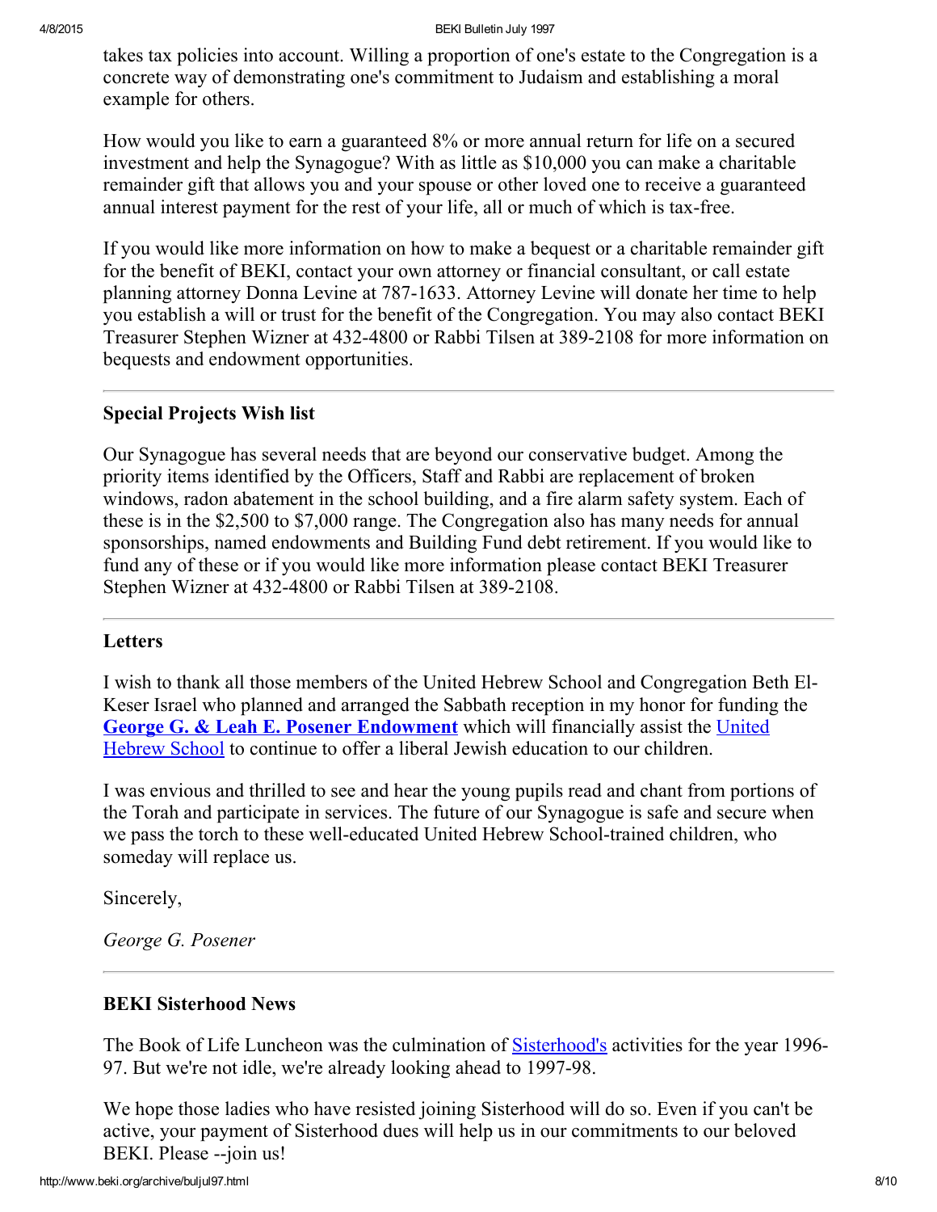takes tax policies into account. Willing a proportion of one's estate to the Congregation is a concrete way of demonstrating one's commitment to Judaism and establishing a moral example for others.

How would you like to earn a guaranteed 8% or more annual return for life on a secured investment and help the Synagogue? With as little as $10,000 you can make a charitable remainder gift that allows you and your spouse or other loved one to receive a guaranteed annual interest payment for the rest of your life, all or much of which is tax-free.

If you would like more information on how to make a bequest or a charitable remainder gift for the benefit of BEKI, contact your own attorney or financial consultant, or call estate planning attorney Donna Levine at 787-1633. Attorney Levine will donate her time to help you establish a will or trust for the benefit of the Congregation. You may also contact BEKI Treasurer Stephen Wizner at 432-4800 or Rabbi Tilsen at 389-2108 for more information on bequests and endowment opportunities.

---

### Special Projects Wish list

Our Synagogue has several needs that are beyond our conservative budget. Among the priority items identified by the Officers, Staff and Rabbi are replacement of broken windows, radon abatement in the school building, and a fire alarm safety system. Each of these is in the $2,500 to $7,000 range. The Congregation also has many needs for annual sponsorships, named endowments and Building Fund debt retirement. If you would like to fund any of these or if you would like more information please contact BEKI Treasurer Stephen Wizner at 432-4800 or Rabbi Tilsen at 389-2108.

---

### Letters

I wish to thank all those members of the United Hebrew School and Congregation Beth El-Keser Israel who planned and arranged the Sabbath reception in my honor for funding the **George G. & Leah E. Posener Endowment** which will financially assist the United Hebrew School to continue to offer a liberal Jewish education to our children.

I was envious and thrilled to see and hear the young pupils read and chant from portions of the Torah and participate in services. The future of our Synagogue is safe and secure when we pass the torch to these well-educated United Hebrew School-trained children, who someday will replace us.

Sincerely,

*George G. Posener*

---

### BEKI Sisterhood News

The Book of Life Luncheon was the culmination of Sisterhood's activities for the year 1996-97. But we're not idle, we're already looking ahead to 1997-98.

We hope those ladies who have resisted joining Sisterhood will do so. Even if you can't be active, your payment of Sisterhood dues will help us in our commitments to our beloved BEKI. Please --join us!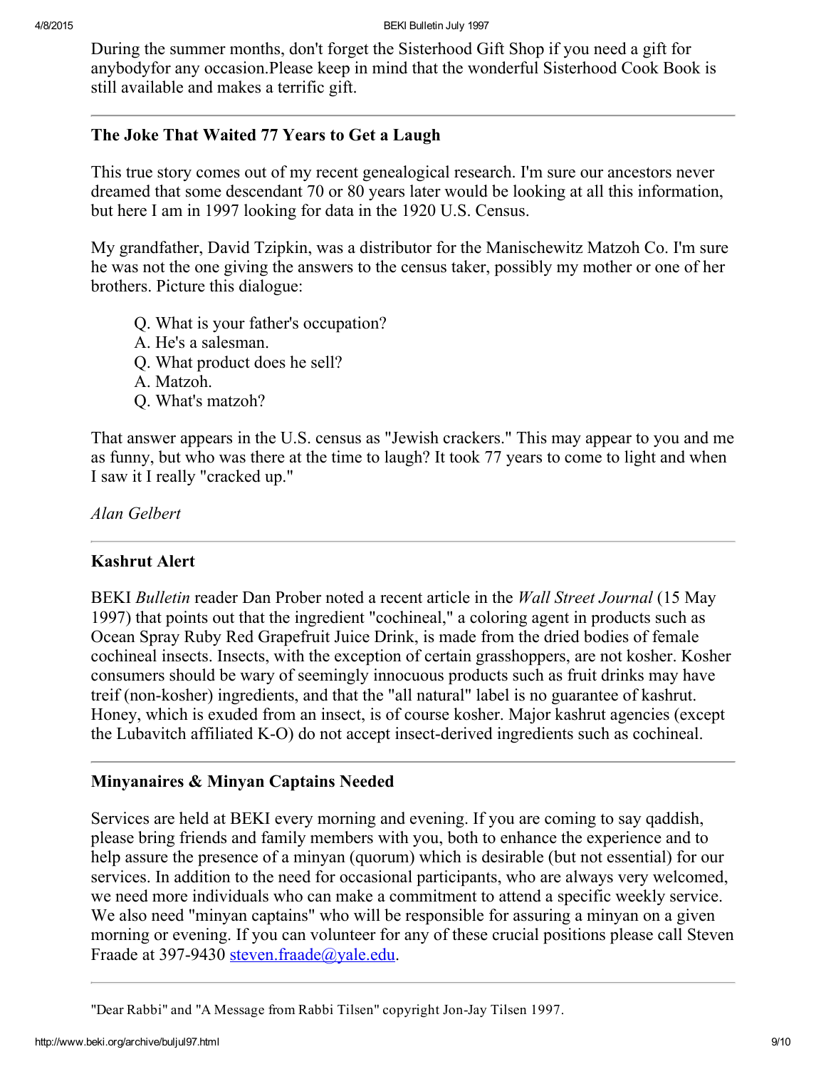During the summer months, don't forget the Sisterhood Gift Shop if you need a gift for anybodyfor any occasion.Please keep in mind that the wonderful Sisterhood Cook Book is still available and makes a terrific gift.

---

### The Joke That Waited 77 Years to Get a Laugh

This true story comes out of my recent genealogical research. I'm sure our ancestors never dreamed that some descendant 70 or 80 years later would be looking at all this information, but here I am in 1997 looking for data in the 1920 U.S. Census.

My grandfather, David Tzipkin, was a distributor for the Manischewitz Matzoh Co. I'm sure he was not the one giving the answers to the census taker, possibly my mother or one of her brothers. Picture this dialogue:

> Q. What is your father's occupation?
> A. He's a salesman.
> Q. What product does he sell?
> A. Matzoh.
> Q. What's matzoh?

That answer appears in the U.S. census as "Jewish crackers." This may appear to you and me as funny, but who was there at the time to laugh? It took 77 years to come to light and when I saw it I really "cracked up."

*Alan Gelbert*

---

### Kashrut Alert

BEKI *Bulletin* reader Dan Prober noted a recent article in the *Wall Street Journal* (15 May 1997) that points out that the ingredient "cochineal," a coloring agent in products such as Ocean Spray Ruby Red Grapefruit Juice Drink, is made from the dried bodies of female cochineal insects. Insects, with the exception of certain grasshoppers, are not kosher. Kosher consumers should be wary of seemingly innocuous products such as fruit drinks may have treif (non-kosher) ingredients, and that the "all natural" label is no guarantee of kashrut. Honey, which is exuded from an insect, is of course kosher. Major kashrut agencies (except the Lubavitch affiliated K-O) do not accept insect-derived ingredients such as cochineal.

---

### Minyanaires & Minyan Captains Needed

Services are held at BEKI every morning and evening. If you are coming to say qaddish, please bring friends and family members with you, both to enhance the experience and to help assure the presence of a minyan (quorum) which is desirable (but not essential) for our services. In addition to the need for occasional participants, who are always very welcomed, we need more individuals who can make a commitment to attend a specific weekly service. We also need "minyan captains" who will be responsible for assuring a minyan on a given morning or evening. If you can volunteer for any of these crucial positions please call Steven Fraade at 397-9430 steven.fraade@yale.edu.

---

"Dear Rabbi" and "A Message from Rabbi Tilsen" copyright Jon-Jay Tilsen 1997.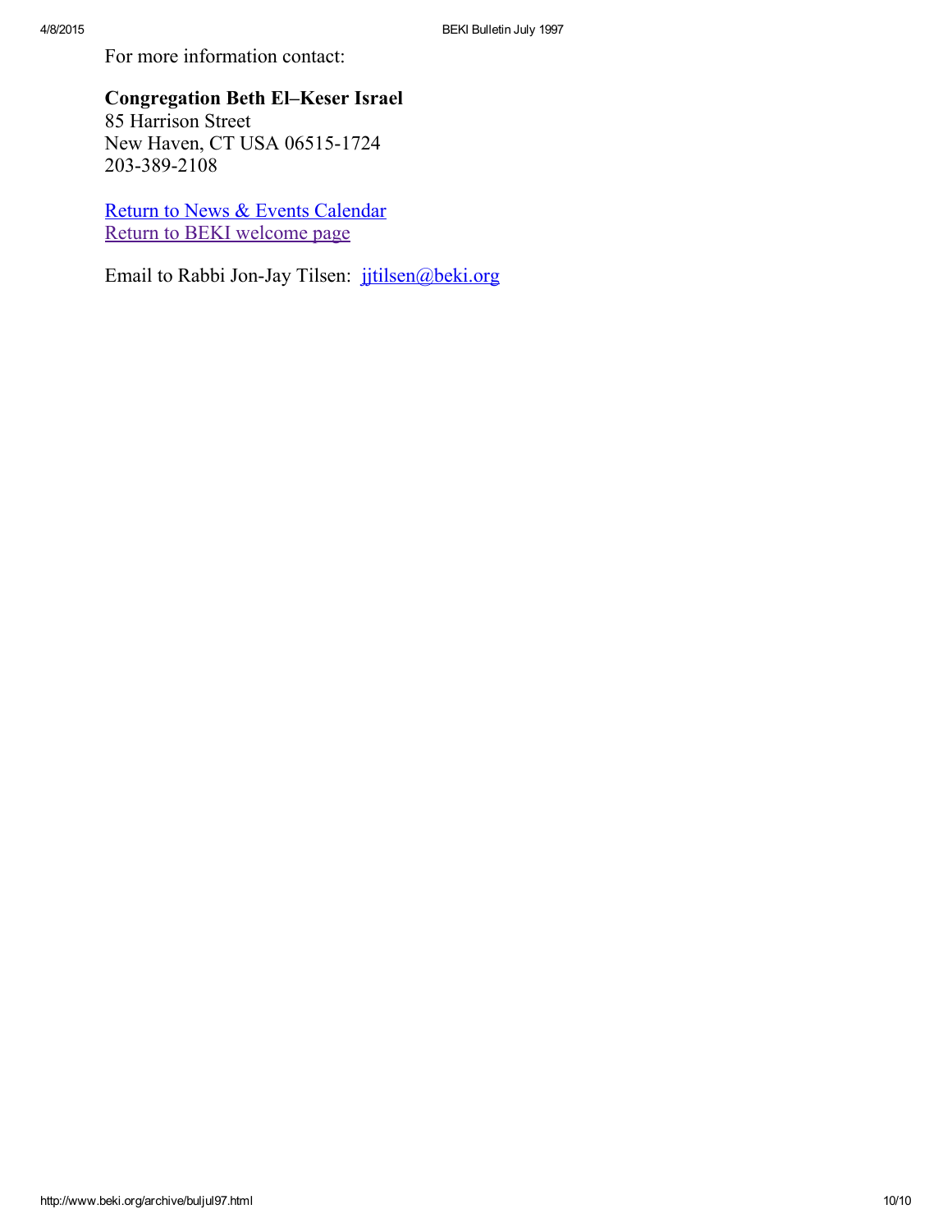For more information contact:

**Congregation Beth El–Keser Israel**
85 Harrison Street
New Haven, CT USA 06515-1724
203-389-2108

Return to News & Events Calendar
Return to BEKI welcome page

Email to Rabbi Jon-Jay Tilsen: jjtilsen@beki.org